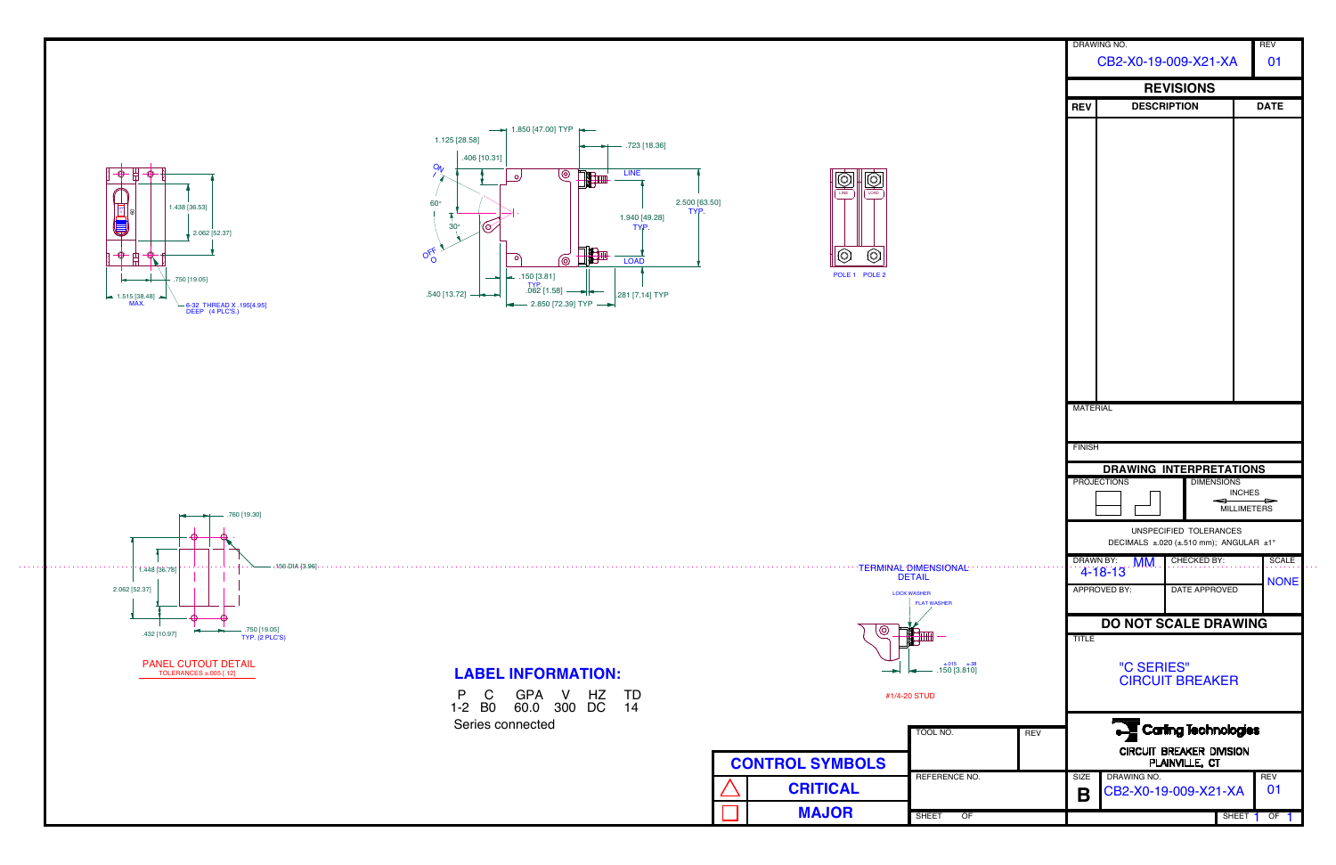DRAWING NO. CB2-X0-19-009-X21-XA REV 01

## REVISIONS

| REV | DESCRIPTION | DATE |
|---|---|---|
| | | |

MATERIAL

FINISH

## DRAWING INTERPRETATIONS

PROJECTIONS

DIMENSIONS: INCHES / MILLIMETERS

UNSPECIFIED TOLERANCES
DECIMALS ±.020 (±.510 mm); ANGULAR ±1°

| DRAWN BY: MM 4-18-13 | CHECKED BY: | SCALE NONE |
|---|---|---|
| APPROVED BY: | DATE APPROVED | |

## DO NOT SCALE DRAWING

TITLE

"C SERIES"
CIRCUIT BREAKER

Carling Technologies
CIRCUIT BREAKER DIVISION
PLAINVILLE, CT

| SIZE | DRAWING NO. | REV |
|---|---|---|
| B | CB2-X0-19-009-X21-XA | 01 |

SHEET 1 OF 1

TOOL NO. REV

REFERENCE NO.

SHEET OF

## CONTROL SYMBOLS

| Symbol | |
|---|---|
| △ | CRITICAL |
| □ | MAJOR |

## LABEL INFORMATION:

| P | C | GPA | V | HZ | TD |
|---|---|---|---|---|---|
| 1-2 | B0 | 60.0 | 300 | DC | 14 |

Series connected

1.438 [36.53]
2.062 [52.37]
.750 [19.05]
1.515 [38.48] MAX.
6-32 THREAD X .195[4.95] DEEP (4 PLC'S.)

1.125 [28.58]
.406 [10.31]
1.850 [47.00] TYP
.723 [18.36]
ON
60°
30°
OFF
LINE
LOAD
1.940 [49.28] TYP.
2.500 [63.50] TYP.
.540 [13.72]
.150 [3.81] TYP.
.062 [1.58]
.281 [7.14] TYP
2.850 [72.39] TYP

POLE 1 POLE 2

.760 [19.30]
1.448 [36.78]
2.062 [52.37]
.156 DIA [3.96]
.432 [10.97]
.750 [19.05] TYP. (2 PLC'S)

PANEL CUTOUT DETAIL
TOLERANCES ±.005 [.12]

TERMINAL DIMENSIONAL DETAIL
LOCK WASHER
FLAT WASHER
.150 ±.015 [3.810 ±.38]
#1/4-20 STUD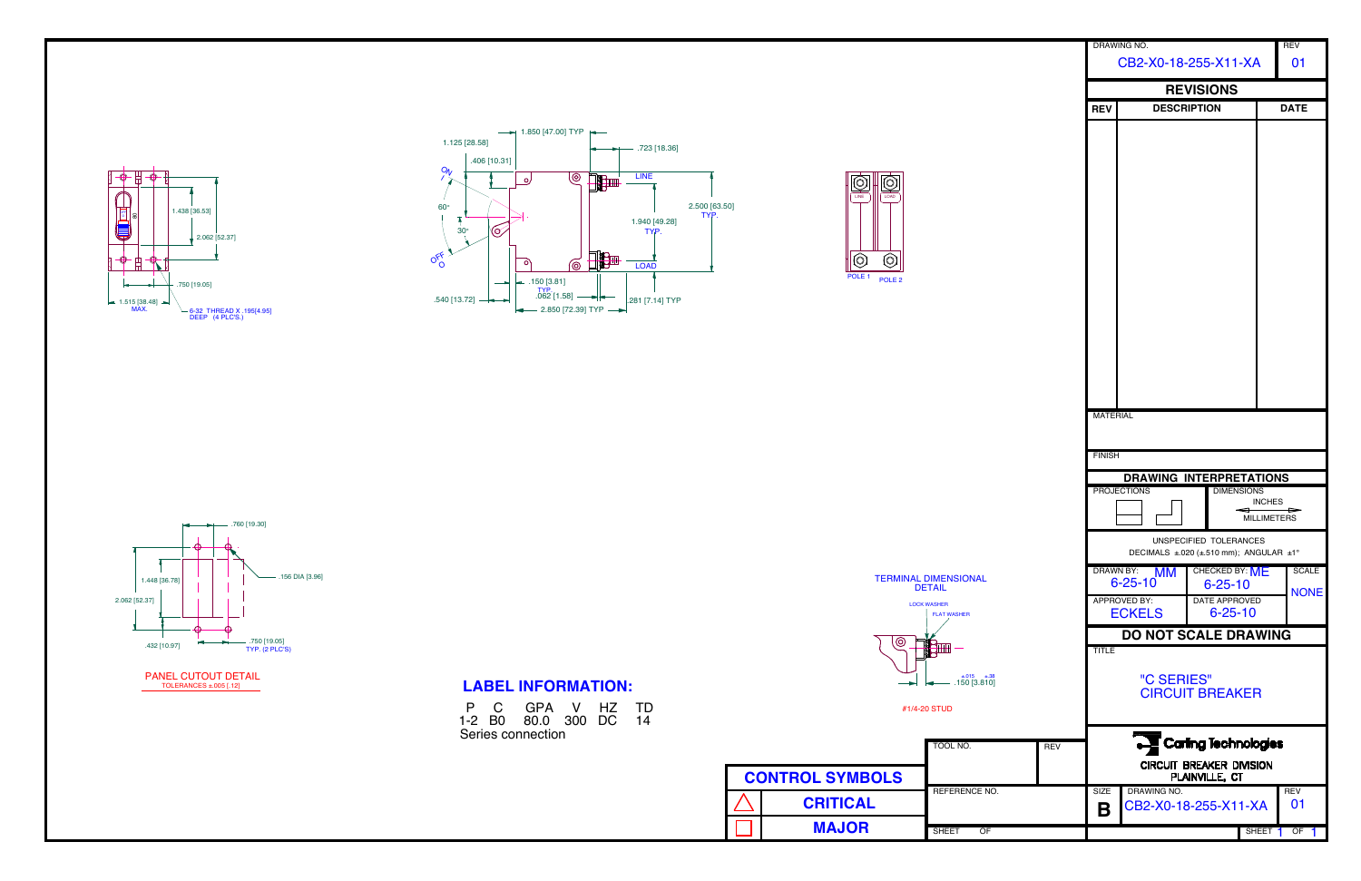1.850 [47.00] TYP

1.125 [28.58]

.723 [18.36]

.406 [10.31]

ON

60°

30°

OFF

LINE

LOAD

2.500 [63.50] TYP.

1.940 [49.28] TYP.

.540 [13.72]

.150 [3.81] TYP.

.062 [1.58]

.281 [7.14] TYP

2.850 [72.39] TYP

1.438 [36.53]

2.062 [52.37]

.750 [19.05]

1.515 [38.48] MAX.

6-32 THREAD X .195[4.95] DEEP (4 PLC'S.)

LINE LOAD

POLE 1 POLE 2

.760 [19.30]

.156 DIA [3.96]

1.448 [36.78]

2.062 [52.37]

.432 [10.97]

.750 [19.05] TYP. (2 PLC'S)

PANEL CUTOUT DETAIL
TOLERANCES ±.005 [.12]

## LABEL INFORMATION:

| P | C | GPA | V | HZ | TD |
|---|---|---|---|---|---|
| 1-2 | B0 | 80.0 | 300 | DC | 14 |

Series connection

TERMINAL DIMENSIONAL DETAIL

LOCK WASHER

FLAT WASHER

±.015 ±.38
.150 [3.810]

#1/4-20 STUD

| CONTROL SYMBOLS | |
|---|---|
| △ | CRITICAL |
| □ | MAJOR |

TOOL NO. REV

REFERENCE NO.

SHEET OF

| DRAWING NO. | REV |
|---|---|
| CB2-X0-18-255-X11-XA | 01 |

## REVISIONS

| REV | DESCRIPTION | DATE |
|---|---|---|
| | | |

MATERIAL

FINISH

**DRAWING INTERPRETATIONS**

PROJECTIONS

DIMENSIONS: INCHES / MILLIMETERS

UNSPECIFIED TOLERANCES
DECIMALS ±.020 (±.510 mm); ANGULAR ±1°

| DRAWN BY: MM 6-25-10 | CHECKED BY: ME 6-25-10 | SCALE NONE |
|---|---|---|
| APPROVED BY: ECKELS | DATE APPROVED 6-25-10 | |

**DO NOT SCALE DRAWING**

TITLE

"C SERIES"
CIRCUIT BREAKER

Carling Technologies
CIRCUIT BREAKER DIVISION
PLAINVILLE, CT

| SIZE | DRAWING NO. | REV |
|---|---|---|
| B | CB2-X0-18-255-X11-XA | 01 |

SHEET 1 OF 1